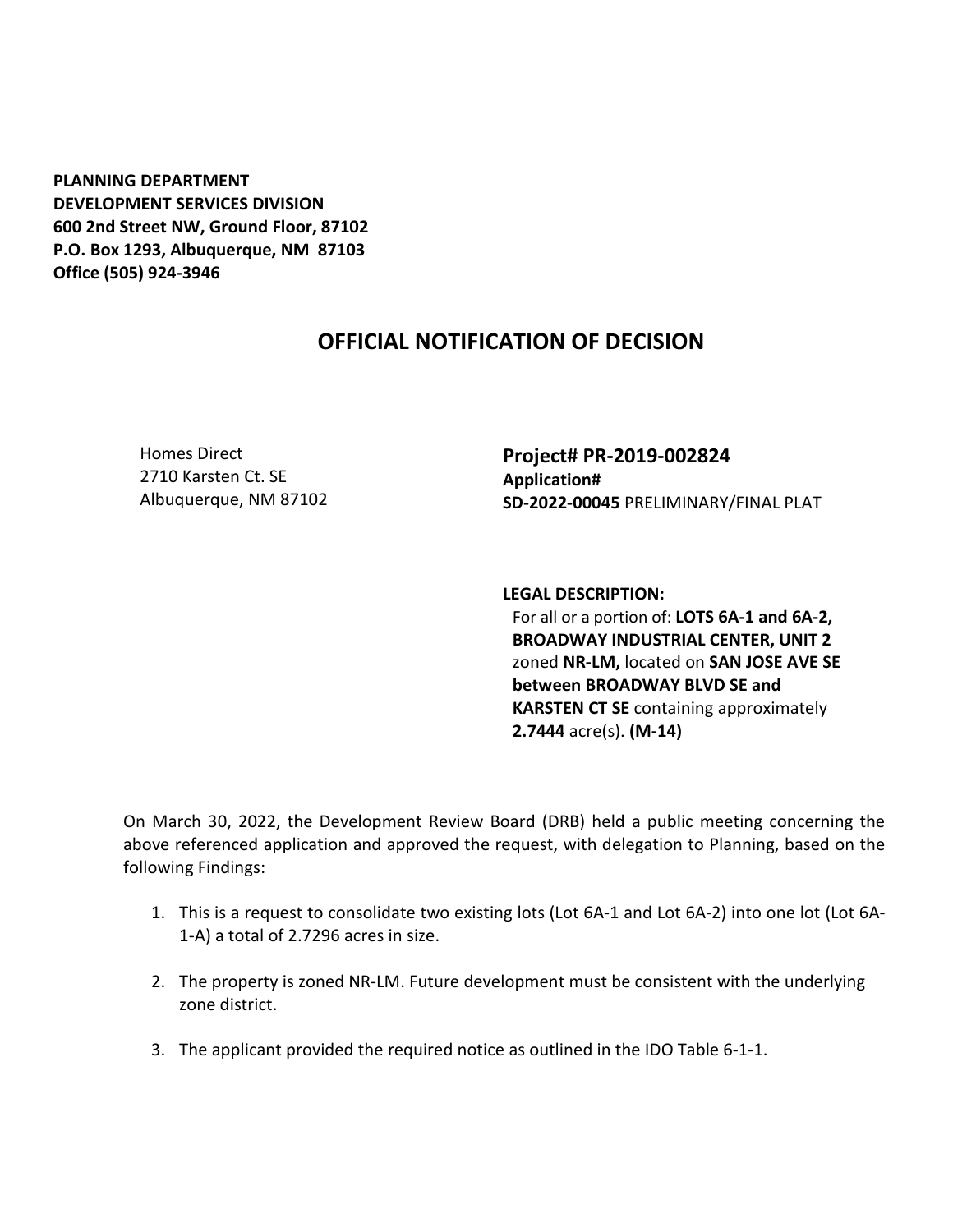**PLANNING DEPARTMENT**
**DEVELOPMENT SERVICES DIVISION**
**600 2nd Street NW, Ground Floor, 87102**
**P.O. Box 1293, Albuquerque, NM 87103**
**Office (505) 924-3946**

# OFFICIAL NOTIFICATION OF DECISION

Homes Direct
2710 Karsten Ct. SE
Albuquerque, NM 87102

**Project# PR-2019-002824**
**Application#**
**SD-2022-00045** PRELIMINARY/FINAL PLAT

**LEGAL DESCRIPTION:**
For all or a portion of: **LOTS 6A-1 and 6A-2, BROADWAY INDUSTRIAL CENTER, UNIT 2** zoned **NR-LM,** located on **SAN JOSE AVE SE between BROADWAY BLVD SE and KARSTEN CT SE** containing approximately **2.7444** acre(s). **(M-14)**

On March 30, 2022, the Development Review Board (DRB) held a public meeting concerning the above referenced application and approved the request, with delegation to Planning, based on the following Findings:

1. This is a request to consolidate two existing lots (Lot 6A-1 and Lot 6A-2) into one lot (Lot 6A-1-A) a total of 2.7296 acres in size.
2. The property is zoned NR-LM. Future development must be consistent with the underlying zone district.
3. The applicant provided the required notice as outlined in the IDO Table 6-1-1.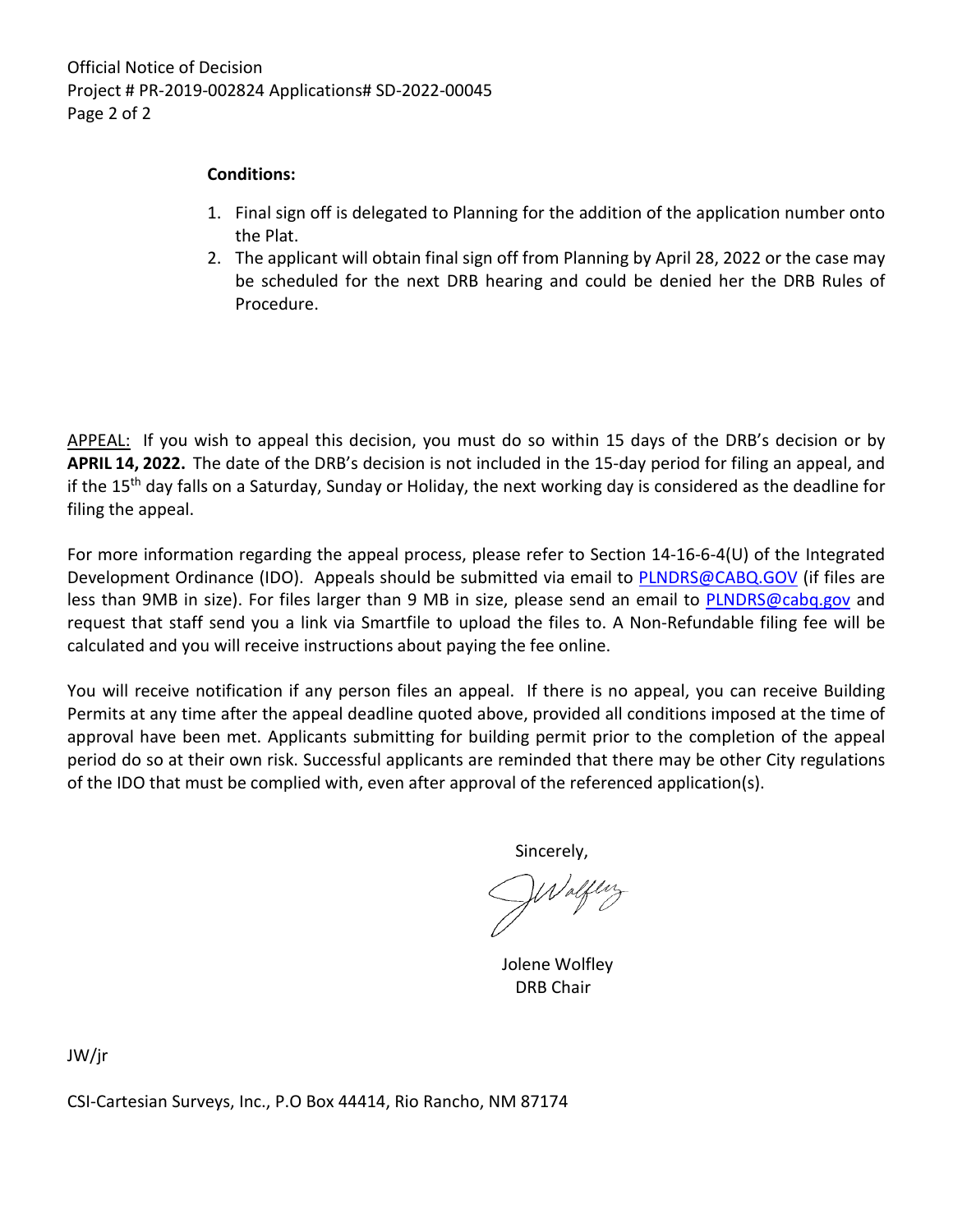**Conditions:**

1. Final sign off is delegated to Planning for the addition of the application number onto the Plat.
2. The applicant will obtain final sign off from Planning by April 28, 2022 or the case may be scheduled for the next DRB hearing and could be denied her the DRB Rules of Procedure.

APPEAL: If you wish to appeal this decision, you must do so within 15 days of the DRB's decision or by **APRIL 14, 2022.** The date of the DRB's decision is not included in the 15-day period for filing an appeal, and if the 15th day falls on a Saturday, Sunday or Holiday, the next working day is considered as the deadline for filing the appeal.

For more information regarding the appeal process, please refer to Section 14-16-6-4(U) of the Integrated Development Ordinance (IDO). Appeals should be submitted via email to PLNDRS@CABQ.GOV (if files are less than 9MB in size). For files larger than 9 MB in size, please send an email to PLNDRS@cabq.gov and request that staff send you a link via Smartfile to upload the files to. A Non-Refundable filing fee will be calculated and you will receive instructions about paying the fee online.

You will receive notification if any person files an appeal. If there is no appeal, you can receive Building Permits at any time after the appeal deadline quoted above, provided all conditions imposed at the time of approval have been met. Applicants submitting for building permit prior to the completion of the appeal period do so at their own risk. Successful applicants are reminded that there may be other City regulations of the IDO that must be complied with, even after approval of the referenced application(s).

Sincerely,

Jolene Wolfley
DRB Chair

JW/jr

CSI-Cartesian Surveys, Inc., P.O Box 44414, Rio Rancho, NM 87174